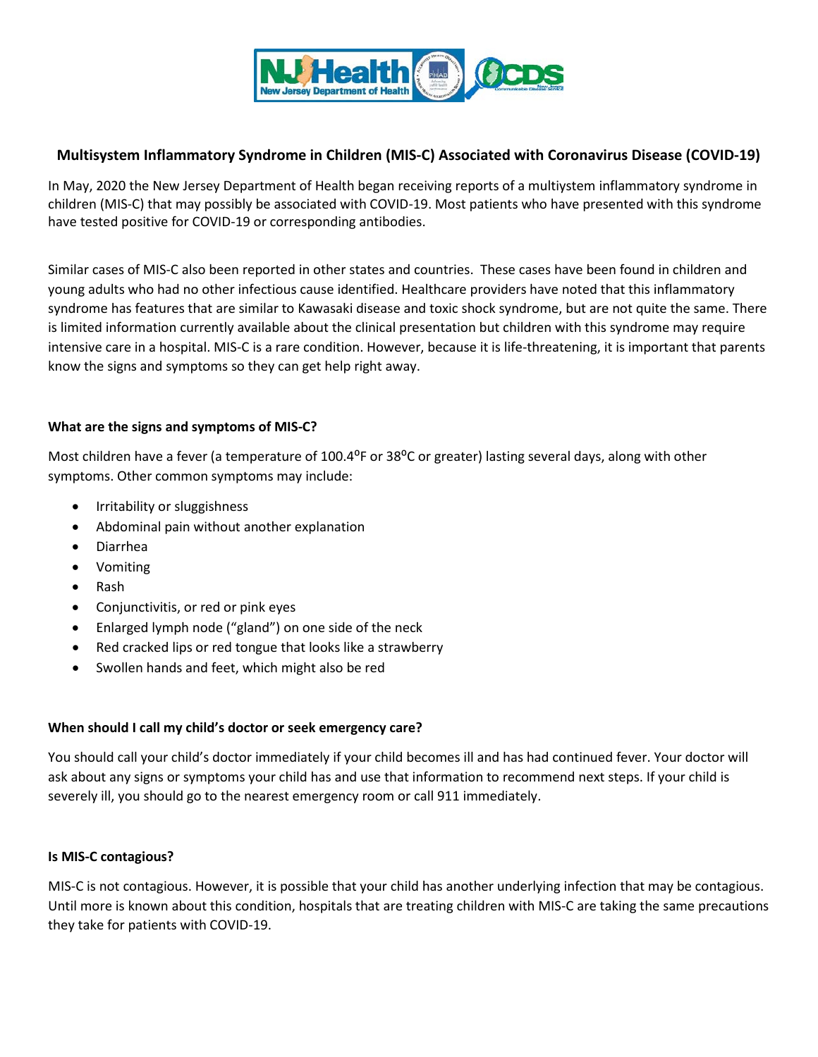# Multisystem Inflammatory Syndrome in Children (MIS-C) Associated with Coronavirus Disease (COVID-19)

In May, 2020 the New Jersey Department of Health began receiving reports of a multiystem inflammatory syndrome in children (MIS-C) that may possibly be associated with COVID-19. Most patients who have presented with this syndrome have tested positive for COVID-19 or corresponding antibodies.

Similar cases of MIS-C also been reported in other states and countries. These cases have been found in children and young adults who had no other infectious cause identified. Healthcare providers have noted that this inflammatory syndrome has features that are similar to Kawasaki disease and toxic shock syndrome, but are not quite the same. There is limited information currently available about the clinical presentation but children with this syndrome may require intensive care in a hospital. MIS-C is a rare condition. However, because it is life-threatening, it is important that parents know the signs and symptoms so they can get help right away.

### What are the signs and symptoms of MIS-C?

Most children have a fever (a temperature of 100.4ºF or 38ºC or greater) lasting several days, along with other symptoms. Other common symptoms may include:

- Irritability or sluggishness
- Abdominal pain without another explanation
- Diarrhea
- Vomiting
- Rash
- Conjunctivitis, or red or pink eyes
- Enlarged lymph node ("gland") on one side of the neck
- Red cracked lips or red tongue that looks like a strawberry
- Swollen hands and feet, which might also be red

### When should I call my child's doctor or seek emergency care?

You should call your child's doctor immediately if your child becomes ill and has had continued fever. Your doctor will ask about any signs or symptoms your child has and use that information to recommend next steps. If your child is severely ill, you should go to the nearest emergency room or call 911 immediately.

### Is MIS-C contagious?

MIS-C is not contagious. However, it is possible that your child has another underlying infection that may be contagious. Until more is known about this condition, hospitals that are treating children with MIS-C are taking the same precautions they take for patients with COVID-19.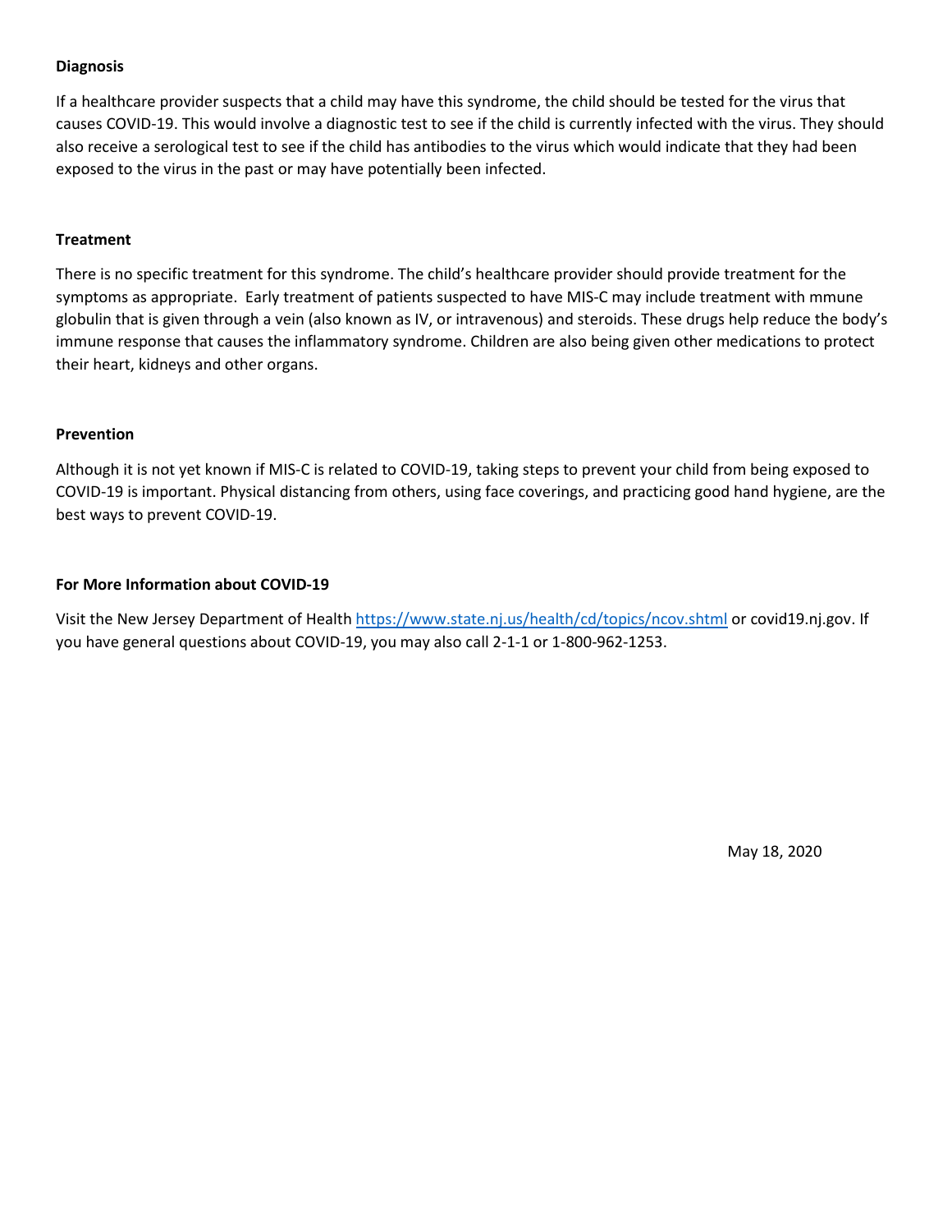**Diagnosis**

If a healthcare provider suspects that a child may have this syndrome, the child should be tested for the virus that causes COVID-19. This would involve a diagnostic test to see if the child is currently infected with the virus. They should also receive a serological test to see if the child has antibodies to the virus which would indicate that they had been exposed to the virus in the past or may have potentially been infected.

**Treatment**

There is no specific treatment for this syndrome. The child's healthcare provider should provide treatment for the symptoms as appropriate. Early treatment of patients suspected to have MIS-C may include treatment with mmune globulin that is given through a vein (also known as IV, or intravenous) and steroids. These drugs help reduce the body's immune response that causes the inflammatory syndrome. Children are also being given other medications to protect their heart, kidneys and other organs.

**Prevention**

Although it is not yet known if MIS-C is related to COVID-19, taking steps to prevent your child from being exposed to COVID-19 is important. Physical distancing from others, using face coverings, and practicing good hand hygiene, are the best ways to prevent COVID-19.

**For More Information about COVID-19**

Visit the New Jersey Department of Health https://www.state.nj.us/health/cd/topics/ncov.shtml or covid19.nj.gov. If you have general questions about COVID-19, you may also call 2-1-1 or 1-800-962-1253.

May 18, 2020